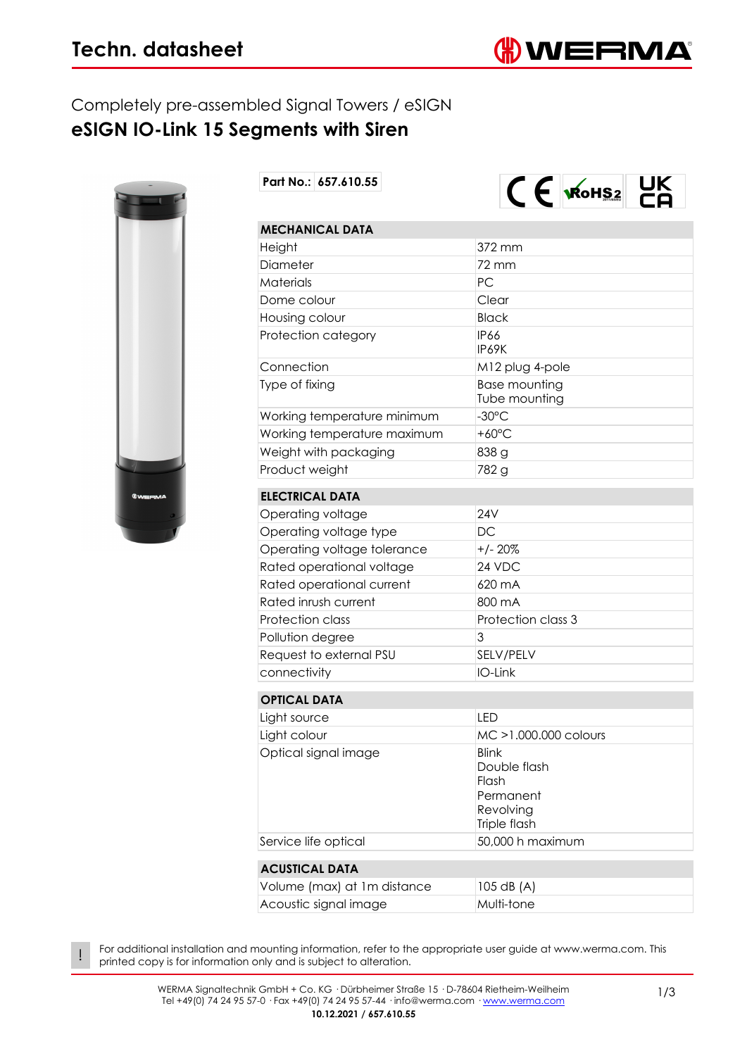# Techn. datasheet

Completely pre-assembled Signal Towers / eSIGN

## eSIGN IO-Link 15 Segments with Siren

**Part No.:** **657.610.55**

| MECHANICAL DATA | |
|---|---|
| Height | 372 mm |
| Diameter | 72 mm |
| Materials | PC |
| Dome colour | Clear |
| Housing colour | Black |
| Protection category | IP66<br>IP69K |
| Connection | M12 plug 4-pole |
| Type of fixing | Base mounting<br>Tube mounting |
| Working temperature minimum | -30°C |
| Working temperature maximum | +60°C |
| Weight with packaging | 838 g |
| Product weight | 782 g |

| ELECTRICAL DATA | |
|---|---|
| Operating voltage | 24V |
| Operating voltage type | DC |
| Operating voltage tolerance | +/- 20% |
| Rated operational voltage | 24 VDC |
| Rated operational current | 620 mA |
| Rated inrush current | 800 mA |
| Protection class | Protection class 3 |
| Pollution degree | 3 |
| Request to external PSU | SELV/PELV |
| connectivity | IO-Link |

| OPTICAL DATA | |
|---|---|
| Light source | LED |
| Light colour | MC >1.000.000 colours |
| Optical signal image | Blink<br>Double flash<br>Flash<br>Permanent<br>Revolving<br>Triple flash |
| Service life optical | 50,000 h maximum |

| ACUSTICAL DATA | |
|---|---|
| Volume (max) at 1m distance | 105 dB (A) |
| Acoustic signal image | Multi-tone |

! For additional installation and mounting information, refer to the appropriate user guide at www.werma.com. This printed copy is for information only and is subject to alteration.

WERMA Signaltechnik GmbH + Co. KG · Dürbheimer Straße 15 · D-78604 Rietheim-Weilheim
Tel +49(0) 74 24 95 57-0 · Fax +49(0) 74 24 95 57-44 · info@werma.com · www.werma.com

**10.12.2021 / 657.610.55**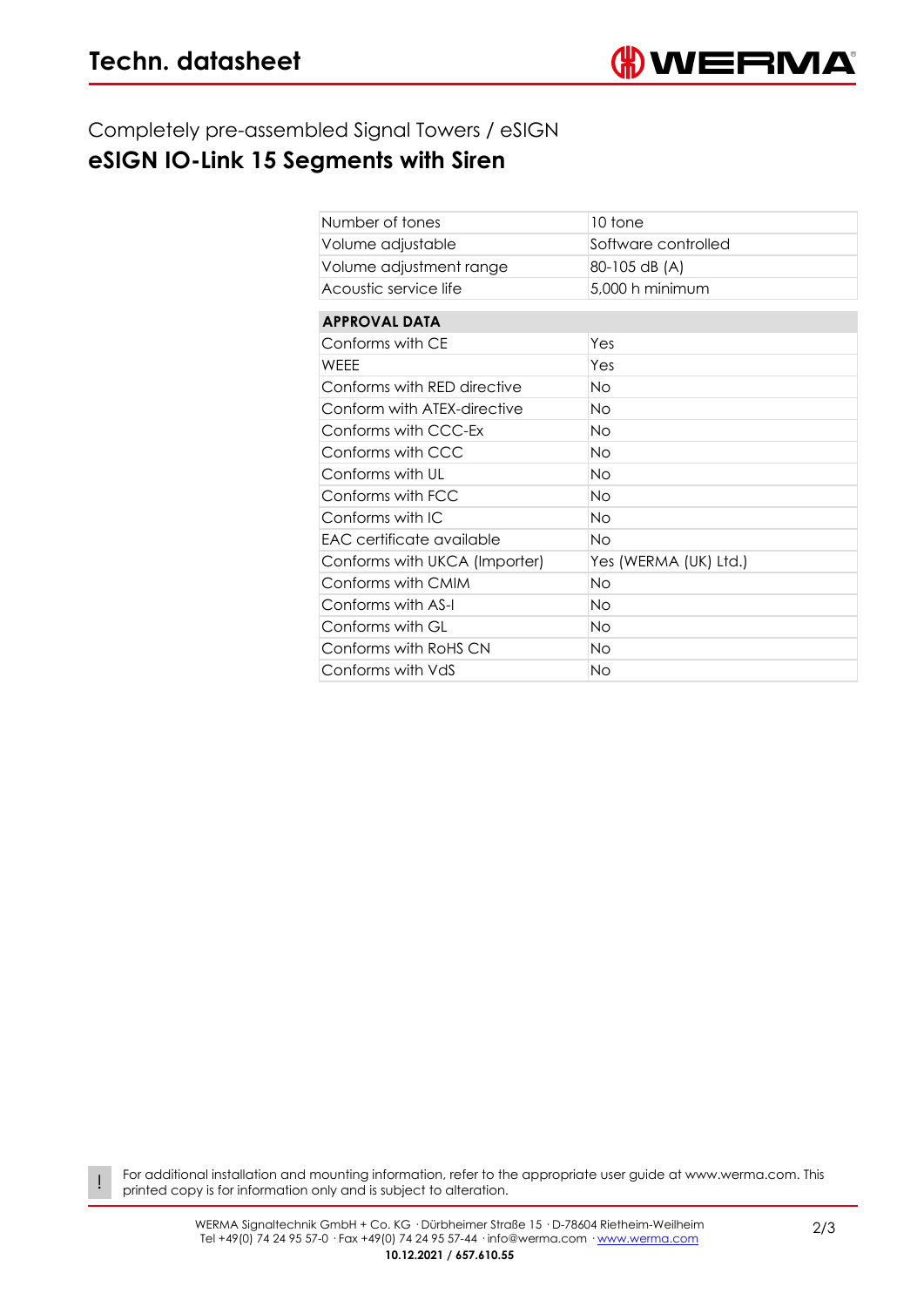Completely pre-assembled Signal Towers / eSIGN

## eSIGN IO-Link 15 Segments with Siren

| | |
|---|---|
| Number of tones | 10 tone |
| Volume adjustable | Software controlled |
| Volume adjustment range | 80-105 dB (A) |
| Acoustic service life | 5,000 h minimum |

| **APPROVAL DATA** | |
|---|---|
| Conforms with CE | Yes |
| WEEE | Yes |
| Conforms with RED directive | No |
| Conform with ATEX-directive | No |
| Conforms with CCC-Ex | No |
| Conforms with CCC | No |
| Conforms with UL | No |
| Conforms with FCC | No |
| Conforms with IC | No |
| EAC certificate available | No |
| Conforms with UKCA (Importer) | Yes (WERMA (UK) Ltd.) |
| Conforms with CMIM | No |
| Conforms with AS-I | No |
| Conforms with GL | No |
| Conforms with RoHS CN | No |
| Conforms with VdS | No |

! For additional installation and mounting information, refer to the appropriate user guide at www.werma.com. This printed copy is for information only and is subject to alteration.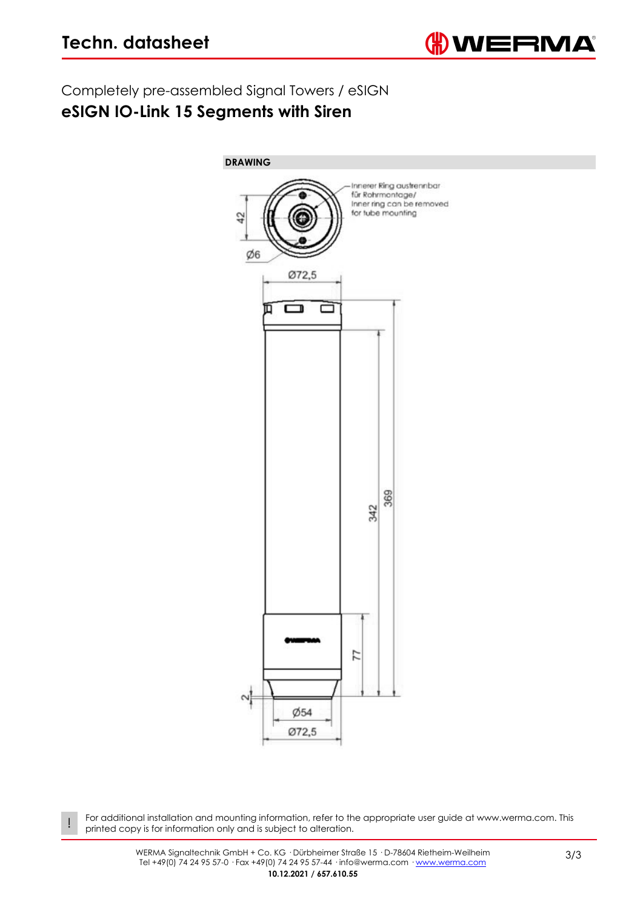# Techn. datasheet

Completely pre-assembled Signal Towers / eSIGN

## eSIGN IO-Link 15 Segments with Siren

**DRAWING**

Innerer Ring austrennbar für Rohrmontage/
Inner ring can be removed for tube mounting

42

Ø6

Ø72,5

342

369

77

2

Ø54

Ø72,5

For additional installation and mounting information, refer to the appropriate user guide at www.werma.com. This printed copy is for information only and is subject to alteration.

WERMA Signaltechnik GmbH + Co. KG · Dürbheimer Straße 15 · D-78604 Rietheim-Weilheim
Tel +49(0) 74 24 95 57-0 · Fax +49(0) 74 24 95 57-44 · info@werma.com · www.werma.com

**10.12.2021 / 657.610.55**